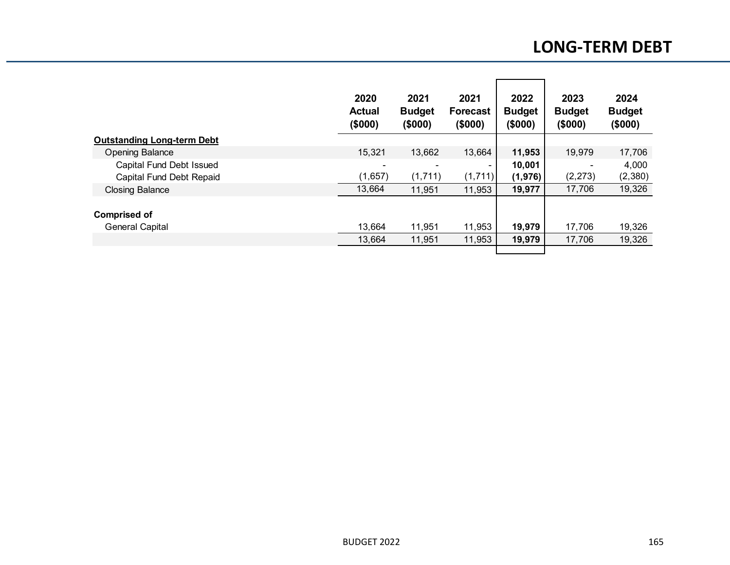# LONG-TERM DEBT

| | 2020 Actual ($000) | 2021 Budget ($000) | 2021 Forecast ($000) | 2022 Budget ($000) | 2023 Budget ($000) | 2024 Budget ($000) |
|---|---|---|---|---|---|---|
| **Outstanding Long-term Debt** | | | | | | |
| Opening Balance | 15,321 | 13,662 | 13,664 | **11,953** | 19,979 | 17,706 |
| Capital Fund Debt Issued | - | - | - | **10,001** | - | 4,000 |
| Capital Fund Debt Repaid | (1,657) | (1,711) | (1,711) | **(1,976)** | (2,273) | (2,380) |
| Closing Balance | 13,664 | 11,951 | 11,953 | **19,977** | 17,706 | 19,326 |
| | | | | | | |
| **Comprised of** | | | | | | |
| General Capital | 13,664 | 11,951 | 11,953 | **19,979** | 17,706 | 19,326 |
| | 13,664 | 11,951 | 11,953 | **19,979** | 17,706 | 19,326 |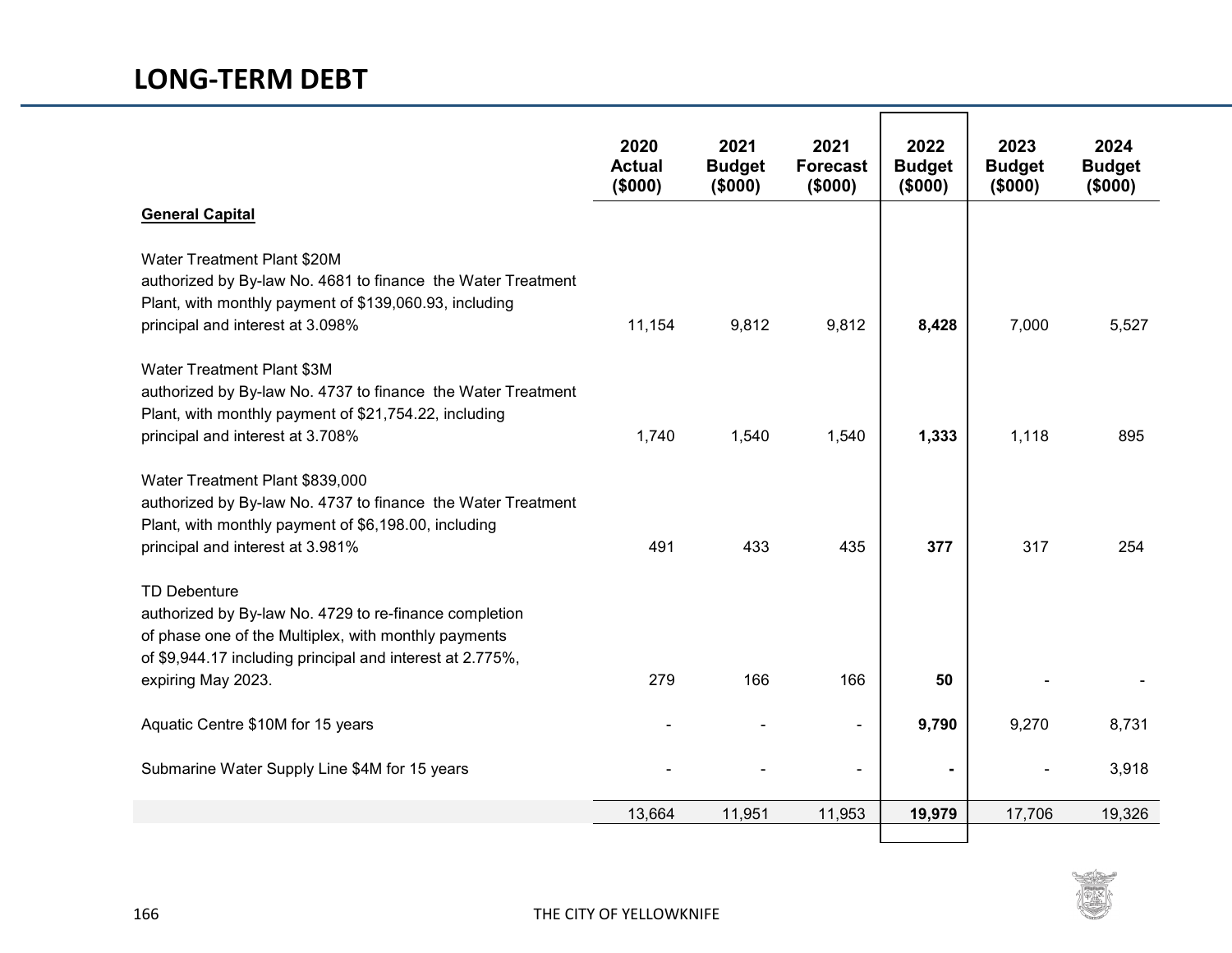# LONG-TERM DEBT

| | 2020 Actual ($000) | 2021 Budget ($000) | 2021 Forecast ($000) | 2022 Budget ($000) | 2023 Budget ($000) | 2024 Budget ($000) |
|---|---|---|---|---|---|---|
| **General Capital** | | | | | | |
| Water Treatment Plant $20M authorized by By-law No. 4681 to finance the Water Treatment Plant, with monthly payment of $139,060.93, including principal and interest at 3.098% | 11,154 | 9,812 | 9,812 | **8,428** | 7,000 | 5,527 |
| Water Treatment Plant $3M authorized by By-law No. 4737 to finance the Water Treatment Plant, with monthly payment of $21,754.22, including principal and interest at 3.708% | 1,740 | 1,540 | 1,540 | **1,333** | 1,118 | 895 |
| Water Treatment Plant $839,000 authorized by By-law No. 4737 to finance the Water Treatment Plant, with monthly payment of $6,198.00, including principal and interest at 3.981% | 491 | 433 | 435 | **377** | 317 | 254 |
| TD Debenture authorized by By-law No. 4729 to re-finance completion of phase one of the Multiplex, with monthly payments of $9,944.17 including principal and interest at 2.775%, expiring May 2023. | 279 | 166 | 166 | **50** | - | - |
| Aquatic Centre $10M for 15 years | - | - | - | **9,790** | 9,270 | 8,731 |
| Submarine Water Supply Line $4M for 15 years | - | - | - | **-** | - | 3,918 |
| | 13,664 | 11,951 | 11,953 | **19,979** | 17,706 | 19,326 |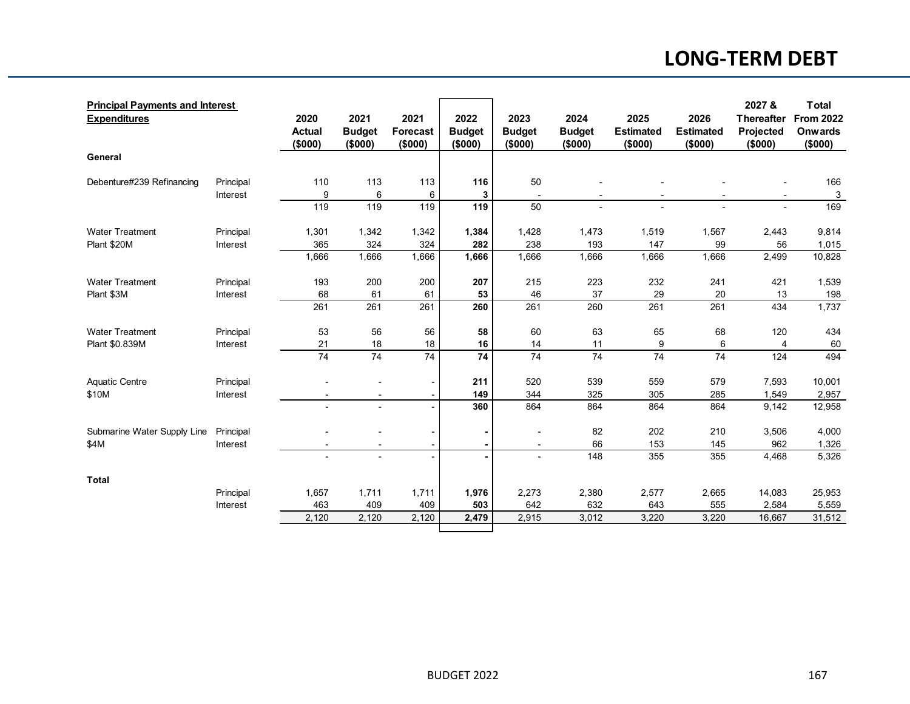# LONG-TERM DEBT

| **Principal Payments and Interest Expenditures** | | 2020 Actual ($000) | 2021 Budget ($000) | 2021 Forecast ($000) | 2022 Budget ($000) | 2023 Budget ($000) | 2024 Budget ($000) | 2025 Estimated ($000) | 2026 Estimated ($000) | 2027 & Thereafter Projected ($000) | Total From 2022 Onwards ($000) |
|---|---|---|---|---|---|---|---|---|---|---|---|
| **General** | | | | | | | | | | | |
| Debenture#239 Refinancing | Principal | 110 | 113 | 113 | **116** | 50 | - | - | - | - | 166 |
| | Interest | 9 | 6 | 6 | **3** | - | - | - | - | - | 3 |
| | | 119 | 119 | 119 | **119** | 50 | - | - | - | - | 169 |
| Water Treatment Plant $20M | Principal | 1,301 | 1,342 | 1,342 | **1,384** | 1,428 | 1,473 | 1,519 | 1,567 | 2,443 | 9,814 |
| | Interest | 365 | 324 | 324 | **282** | 238 | 193 | 147 | 99 | 56 | 1,015 |
| | | 1,666 | 1,666 | 1,666 | **1,666** | 1,666 | 1,666 | 1,666 | 1,666 | 2,499 | 10,828 |
| Water Treatment Plant $3M | Principal | 193 | 200 | 200 | **207** | 215 | 223 | 232 | 241 | 421 | 1,539 |
| | Interest | 68 | 61 | 61 | **53** | 46 | 37 | 29 | 20 | 13 | 198 |
| | | 261 | 261 | 261 | **260** | 261 | 260 | 261 | 261 | 434 | 1,737 |
| Water Treatment Plant $0.839M | Principal | 53 | 56 | 56 | **58** | 60 | 63 | 65 | 68 | 120 | 434 |
| | Interest | 21 | 18 | 18 | **16** | 14 | 11 | 9 | 6 | 4 | 60 |
| | | 74 | 74 | 74 | **74** | 74 | 74 | 74 | 74 | 124 | 494 |
| Aquatic Centre $10M | Principal | - | - | - | **211** | 520 | 539 | 559 | 579 | 7,593 | 10,001 |
| | Interest | - | - | - | **149** | 344 | 325 | 305 | 285 | 1,549 | 2,957 |
| | | - | - | - | **360** | 864 | 864 | 864 | 864 | 9,142 | 12,958 |
| Submarine Water Supply Line $4M | Principal | - | - | - | **-** | - | 82 | 202 | 210 | 3,506 | 4,000 |
| | Interest | - | - | - | **-** | - | 66 | 153 | 145 | 962 | 1,326 |
| | | - | - | - | **-** | - | 148 | 355 | 355 | 4,468 | 5,326 |
| **Total** | | | | | | | | | | | |
| | Principal | 1,657 | 1,711 | 1,711 | **1,976** | 2,273 | 2,380 | 2,577 | 2,665 | 14,083 | 25,953 |
| | Interest | 463 | 409 | 409 | **503** | 642 | 632 | 643 | 555 | 2,584 | 5,559 |
| | | 2,120 | 2,120 | 2,120 | **2,479** | 2,915 | 3,012 | 3,220 | 3,220 | 16,667 | 31,512 |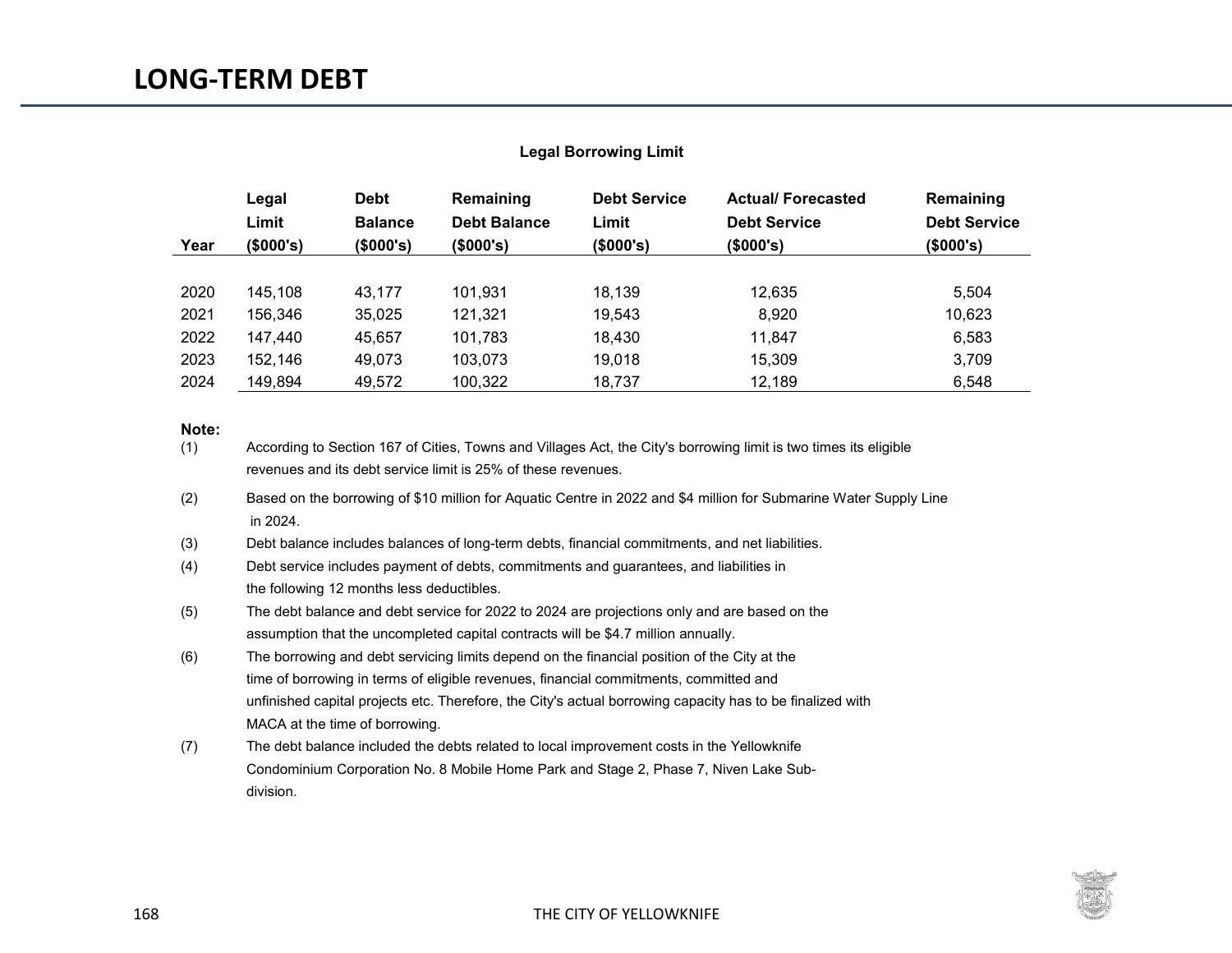# LONG-TERM DEBT

**Legal Borrowing Limit**

| Year | Legal Limit ($000's) | Debt Balance ($000's) | Remaining Debt Balance ($000's) | Debt Service Limit ($000's) | Actual/ Forecasted Debt Service ($000's) | Remaining Debt Service ($000's) |
|---|---|---|---|---|---|---|
| 2020 | 145,108 | 43,177 | 101,931 | 18,139 | 12,635 | 5,504 |
| 2021 | 156,346 | 35,025 | 121,321 | 19,543 | 8,920 | 10,623 |
| 2022 | 147,440 | 45,657 | 101,783 | 18,430 | 11,847 | 6,583 |
| 2023 | 152,146 | 49,073 | 103,073 | 19,018 | 15,309 | 3,709 |
| 2024 | 149,894 | 49,572 | 100,322 | 18,737 | 12,189 | 6,548 |

**Note:**

(1) According to Section 167 of Cities, Towns and Villages Act, the City's borrowing limit is two times its eligible revenues and its debt service limit is 25% of these revenues.

(2) Based on the borrowing of $10 million for Aquatic Centre in 2022 and $4 million for Submarine Water Supply Line in 2024.

(3) Debt balance includes balances of long-term debts, financial commitments, and net liabilities.

(4) Debt service includes payment of debts, commitments and guarantees, and liabilities in the following 12 months less deductibles.

(5) The debt balance and debt service for 2022 to 2024 are projections only and are based on the assumption that the uncompleted capital contracts will be $4.7 million annually.

(6) The borrowing and debt servicing limits depend on the financial position of the City at the time of borrowing in terms of eligible revenues, financial commitments, committed and unfinished capital projects etc. Therefore, the City's actual borrowing capacity has to be finalized with MACA at the time of borrowing.

(7) The debt balance included the debts related to local improvement costs in the Yellowknife Condominium Corporation No. 8 Mobile Home Park and Stage 2, Phase 7, Niven Lake Sub-division.